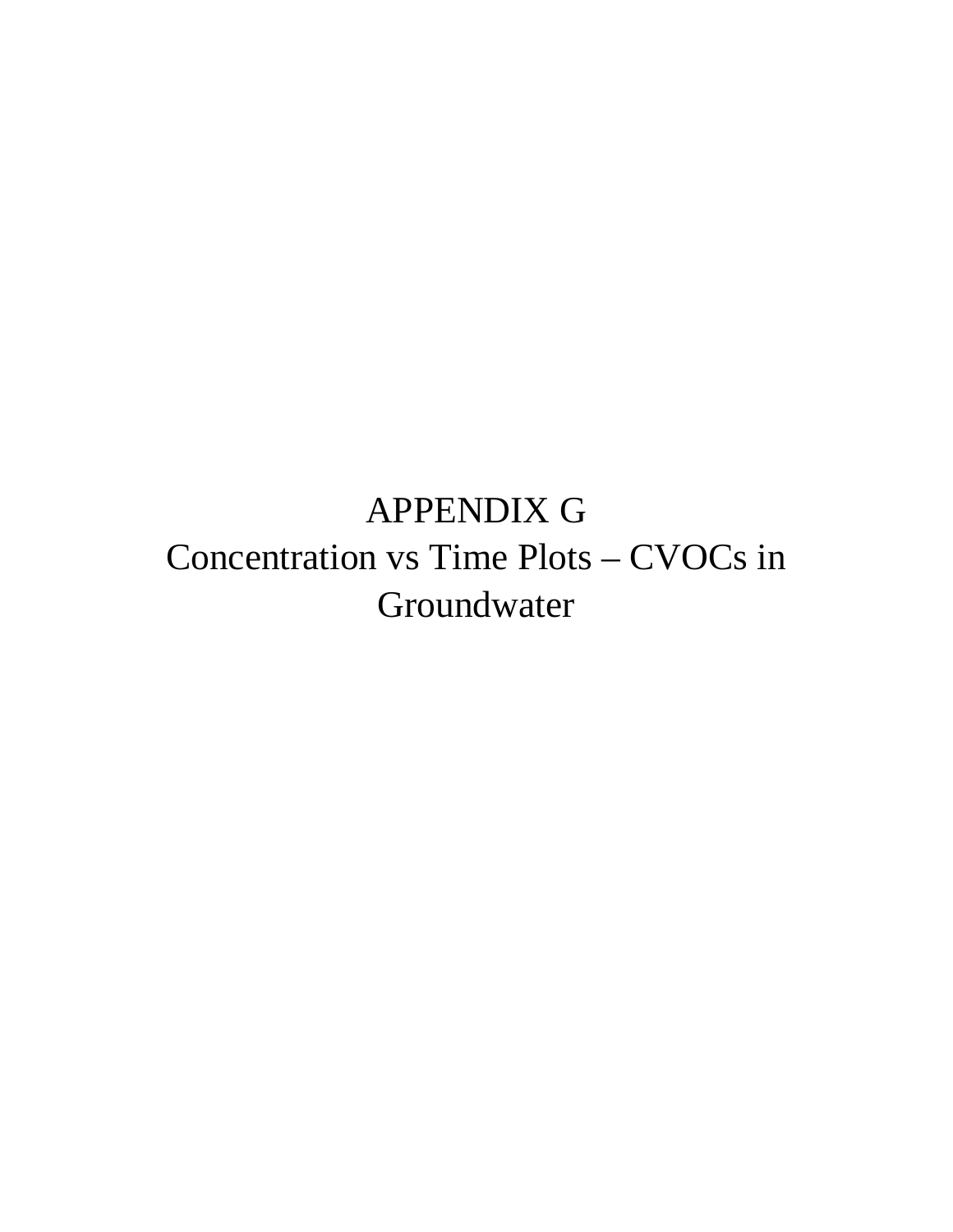# APPENDIX G

# Concentration vs Time Plots – CVOCs in Groundwater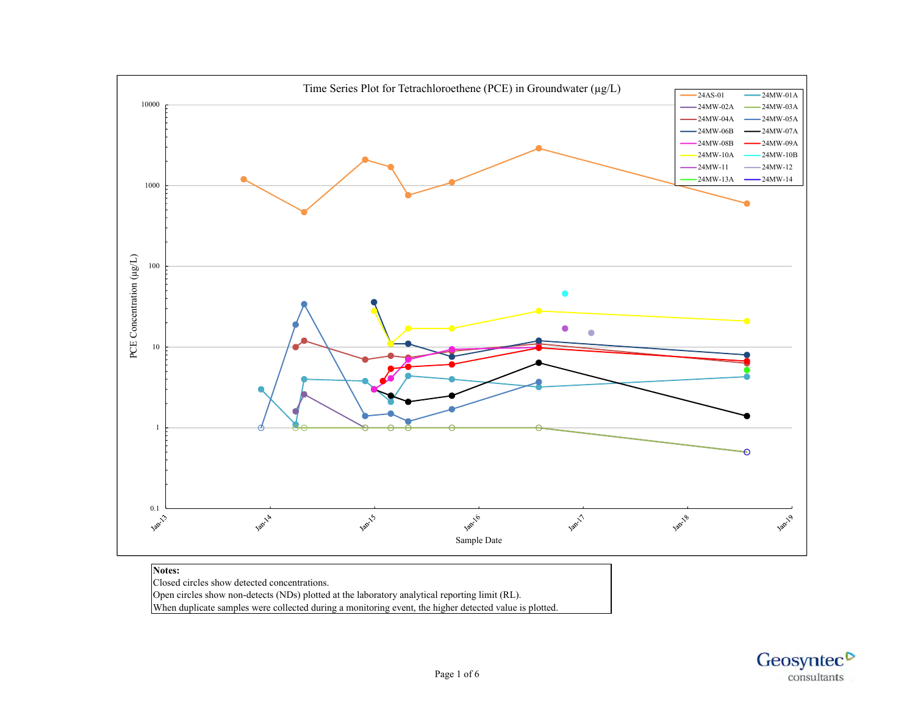## Time Series Plot for Tetrachloroethene (PCE) in Groundwater (µg/L)

PCE Concentration (µg/L)

10000
1000
100
10
1
0.1

Jan-13 Jan-14 Jan-15 Jan-16 Jan-17 Jan-18 Jan-19

Sample Date

Legend: 24AS-01, 24MW-01A, 24MW-02A, 24MW-03A, 24MW-04A, 24MW-05A, 24MW-06B, 24MW-07A, 24MW-08B, 24MW-09A, 24MW-10A, 24MW-10B, 24MW-11, 24MW-12, 24MW-13A, 24MW-14

**Notes:**
Closed circles show detected concentrations.
Open circles show non-detects (NDs) plotted at the laboratory analytical reporting limit (RL).
When duplicate samples were collected during a monitoring event, the higher detected value is plotted.

Geosyntec consultants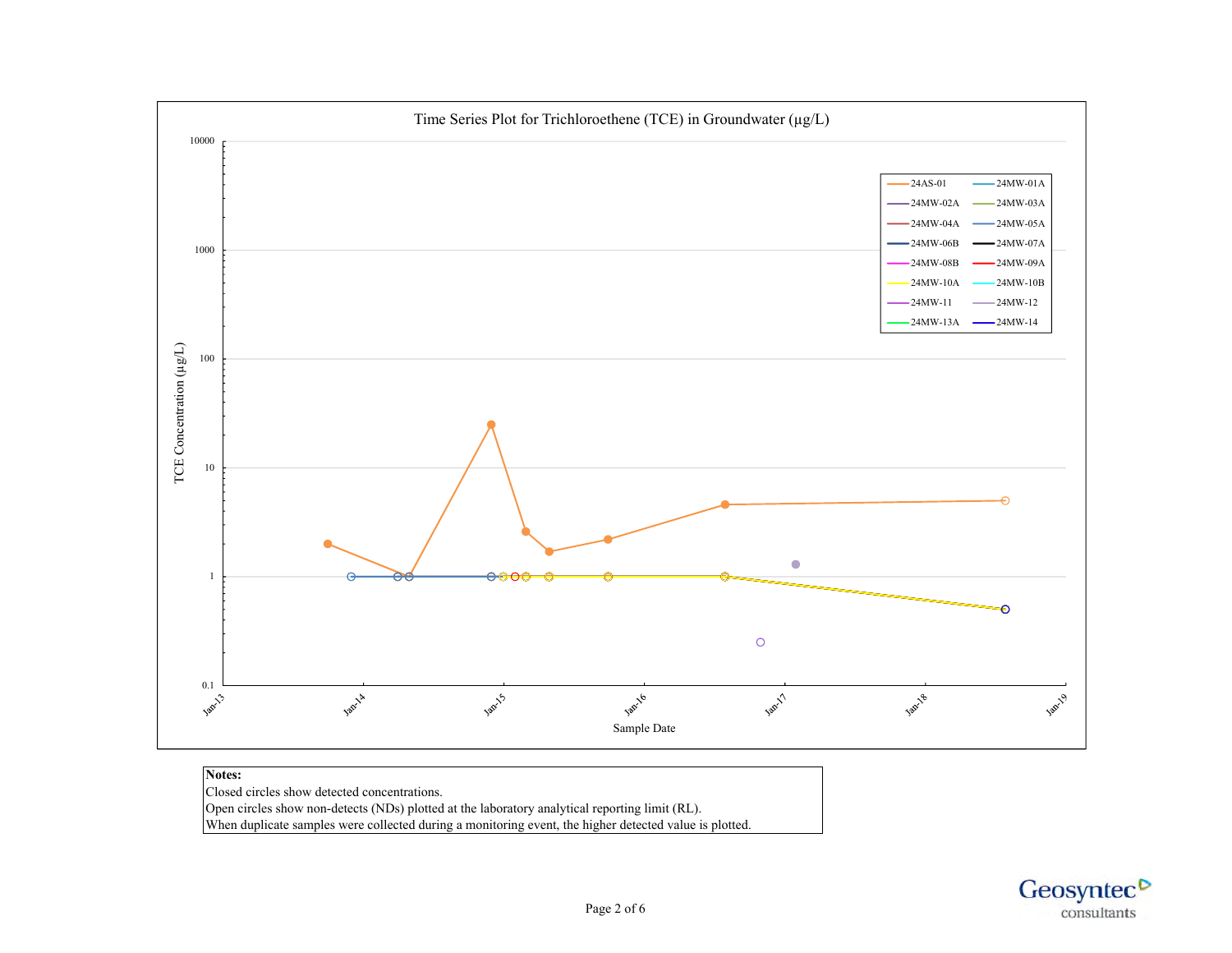Time Series Plot for Trichloroethene (TCE) in Groundwater (µg/L)

TCE Concentration (µg/L)

Sample Date

Legend: 24AS-01, 24MW-01A, 24MW-02A, 24MW-03A, 24MW-04A, 24MW-05A, 24MW-06B, 24MW-07A, 24MW-08B, 24MW-09A, 24MW-10A, 24MW-10B, 24MW-11, 24MW-12, 24MW-13A, 24MW-14

**Notes:**
Closed circles show detected concentrations.
Open circles show non-detects (NDs) plotted at the laboratory analytical reporting limit (RL).
When duplicate samples were collected during a monitoring event, the higher detected value is plotted.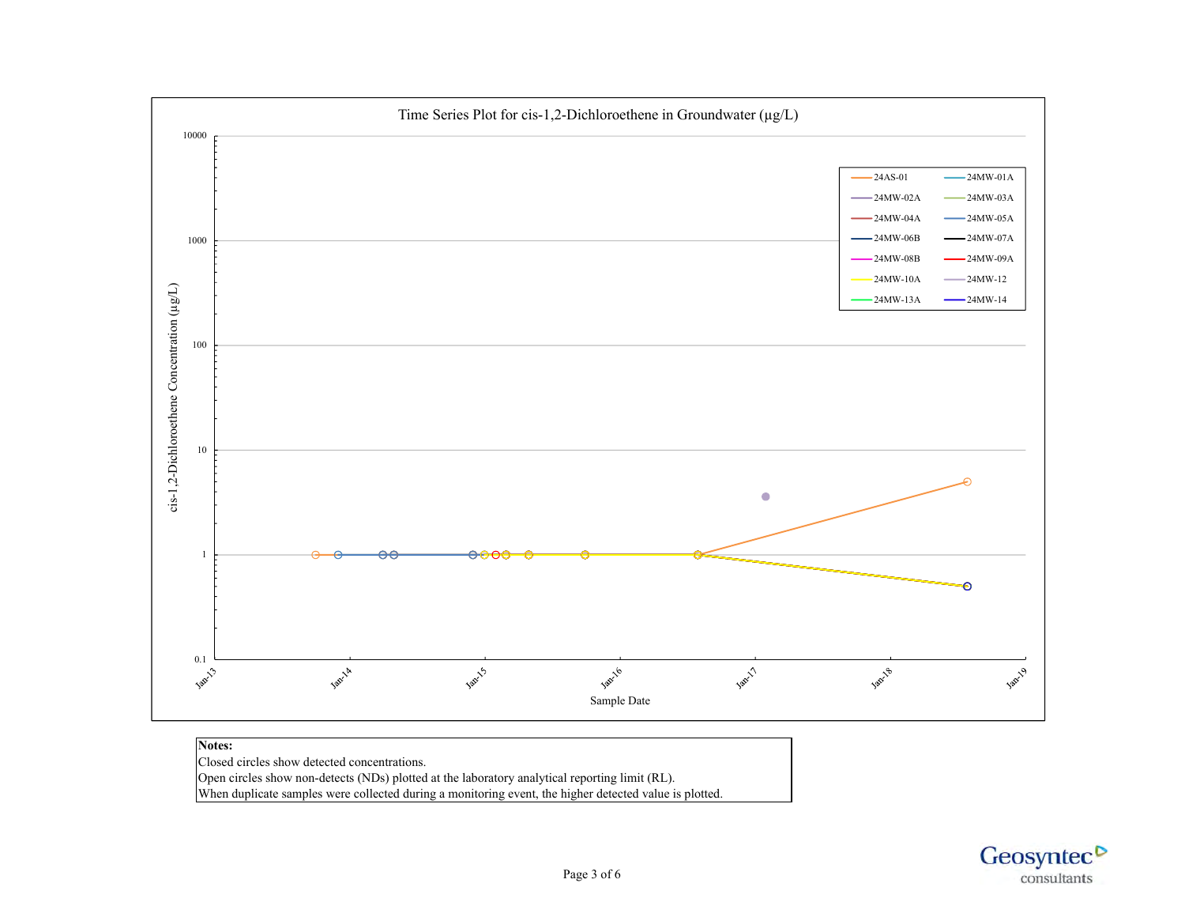Time Series Plot for cis-1,2-Dichloroethene in Groundwater (µg/L)

cis-1,2-Dichloroethene Concentration (µg/L)

10000

1000

100

10

1

0.1

Jan-13 Jan-14 Jan-15 Jan-16 Jan-17 Jan-18 Jan-19

Sample Date

| | |
|---|---|
| 24AS-01 | 24MW-01A |
| 24MW-02A | 24MW-03A |
| 24MW-04A | 24MW-05A |
| 24MW-06B | 24MW-07A |
| 24MW-08B | 24MW-09A |
| 24MW-10A | 24MW-12 |
| 24MW-13A | 24MW-14 |

**Notes:**
Closed circles show detected concentrations.
Open circles show non-detects (NDs) plotted at the laboratory analytical reporting limit (RL).
When duplicate samples were collected during a monitoring event, the higher detected value is plotted.

Geosyntec consultants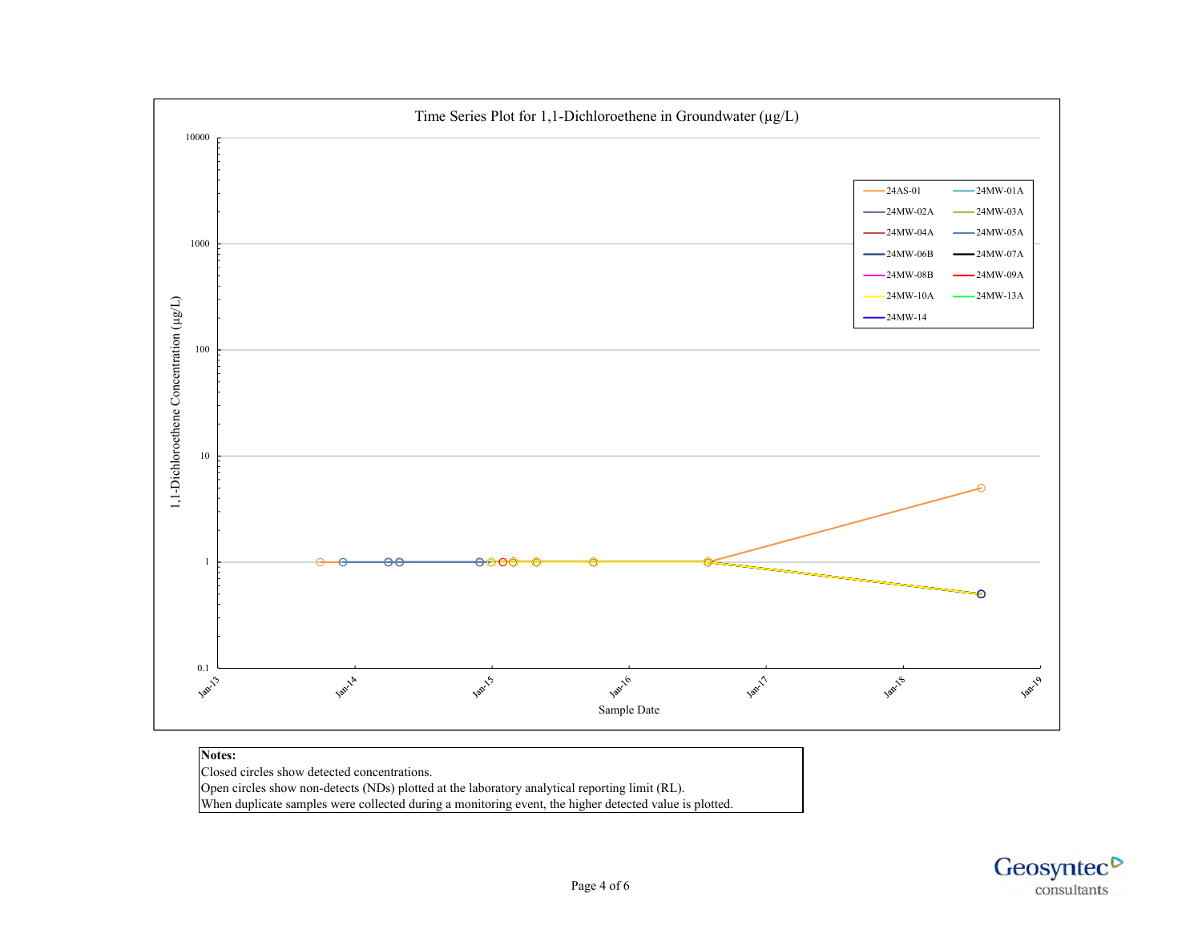## Time Series Plot for 1,1-Dichloroethene in Groundwater (µg/L)

Y-axis: 1,1-Dichloroethene Concentration (µg/L) — 0.1, 1, 10, 100, 1000, 10000

X-axis: Sample Date — Jan-13, Jan-14, Jan-15, Jan-16, Jan-17, Jan-18, Jan-19

Legend: 24AS-01, 24MW-01A, 24MW-02A, 24MW-03A, 24MW-04A, 24MW-05A, 24MW-06B, 24MW-07A, 24MW-08B, 24MW-09A, 24MW-10A, 24MW-13A, 24MW-14

**Notes:**
Closed circles show detected concentrations.
Open circles show non-detects (NDs) plotted at the laboratory analytical reporting limit (RL).
When duplicate samples were collected during a monitoring event, the higher detected value is plotted.

Geosyntec consultants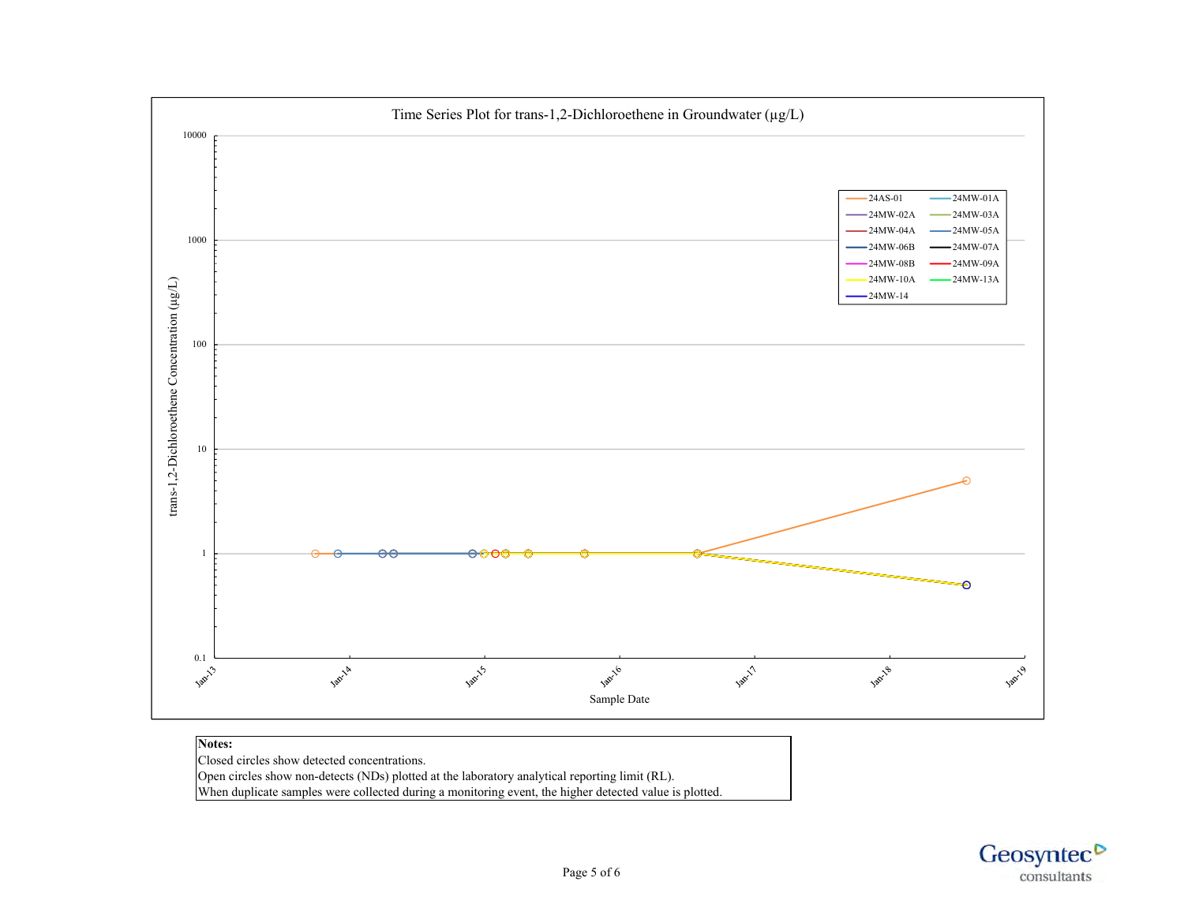Time Series Plot for trans-1,2-Dichloroethene in Groundwater (µg/L)

**Notes:**
Closed circles show detected concentrations.
Open circles show non-detects (NDs) plotted at the laboratory analytical reporting limit (RL).
When duplicate samples were collected during a monitoring event, the higher detected value is plotted.

Geosyntec consultants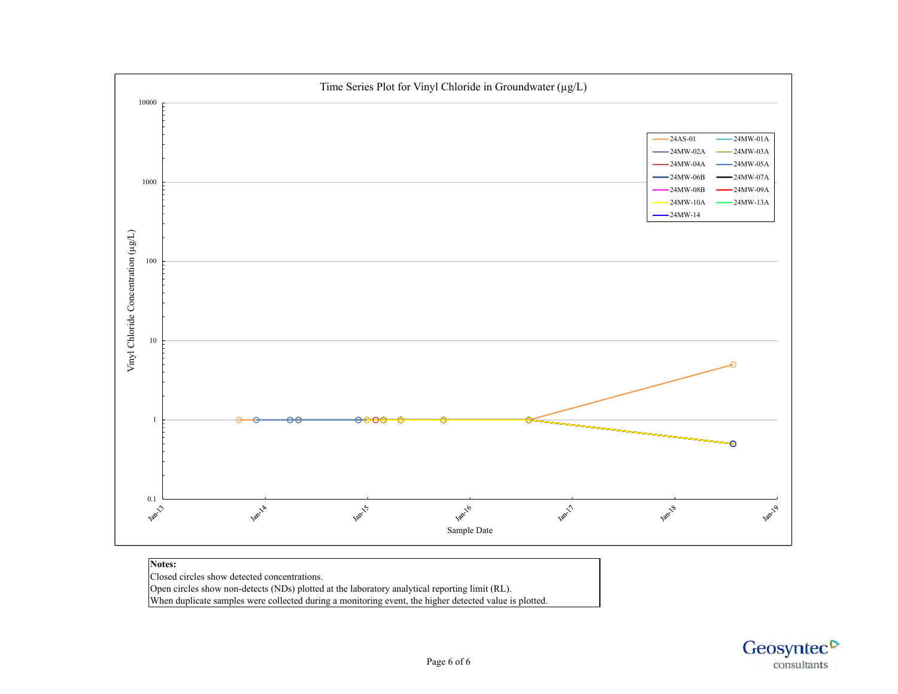Time Series Plot for Vinyl Chloride in Groundwater (µg/L)

Vinyl Chloride Concentration (µg/L)

10000
1000
100
10
1
0.1

Jan-13
Jan-14
Jan-15
Jan-16
Jan-17
Jan-18
Jan-19

Sample Date

24AS-01
24MW-01A
24MW-02A
24MW-03A
24MW-04A
24MW-05A
24MW-06B
24MW-07A
24MW-08B
24MW-09A
24MW-10A
24MW-13A
24MW-14

**Notes:**
Closed circles show detected concentrations.
Open circles show non-detects (NDs) plotted at the laboratory analytical reporting limit (RL).
When duplicate samples were collected during a monitoring event, the higher detected value is plotted.

Geosyntec consultants